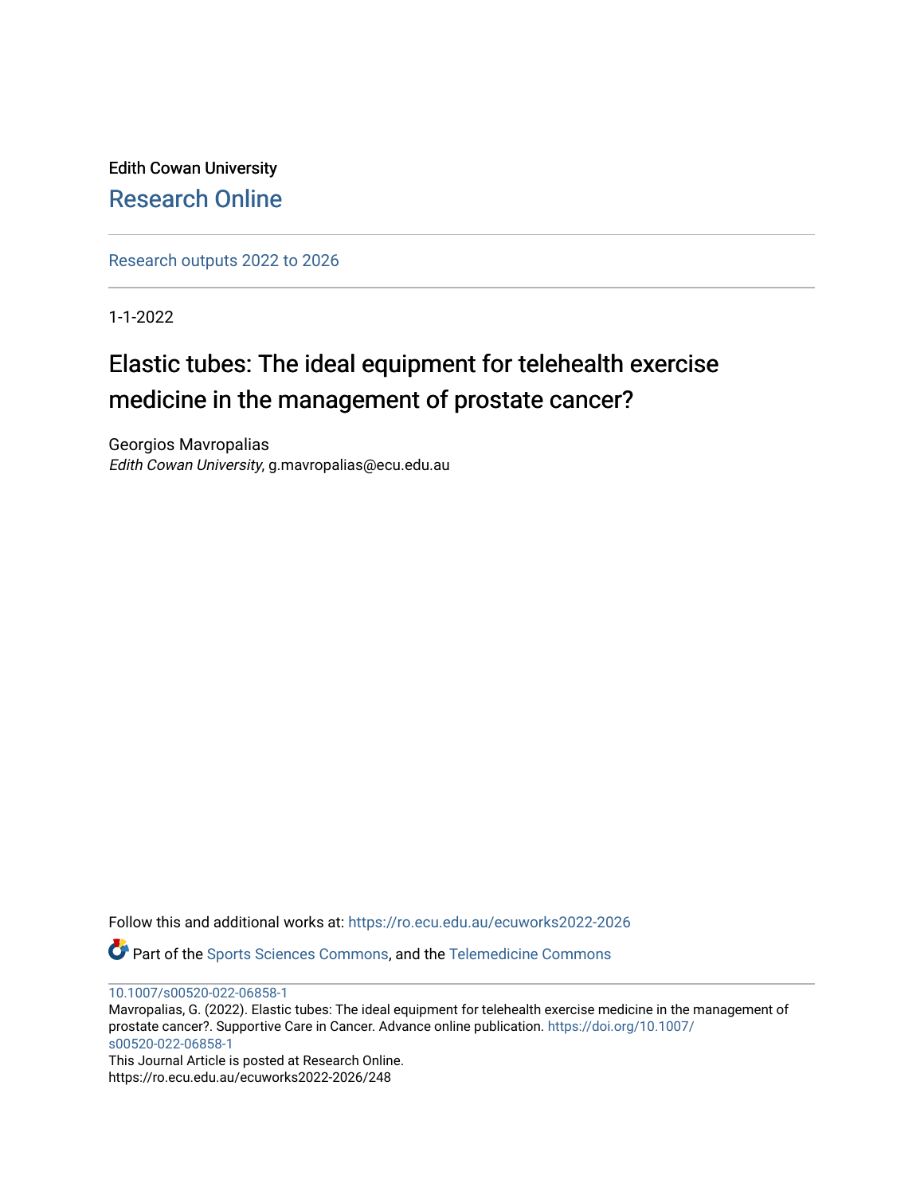Edith Cowan University

Research Online

Research outputs 2022 to 2026

1-1-2022

# Elastic tubes: The ideal equipment for telehealth exercise medicine in the management of prostate cancer?

Georgios Mavropalias

*Edith Cowan University*, g.mavropalias@ecu.edu.au

Follow this and additional works at: https://ro.ecu.edu.au/ecuworks2022-2026

Part of the Sports Sciences Commons, and the Telemedicine Commons

10.1007/s00520-022-06858-1

Mavropalias, G. (2022). Elastic tubes: The ideal equipment for telehealth exercise medicine in the management of prostate cancer?. Supportive Care in Cancer. Advance online publication. https://doi.org/10.1007/s00520-022-06858-1

This Journal Article is posted at Research Online.

https://ro.ecu.edu.au/ecuworks2022-2026/248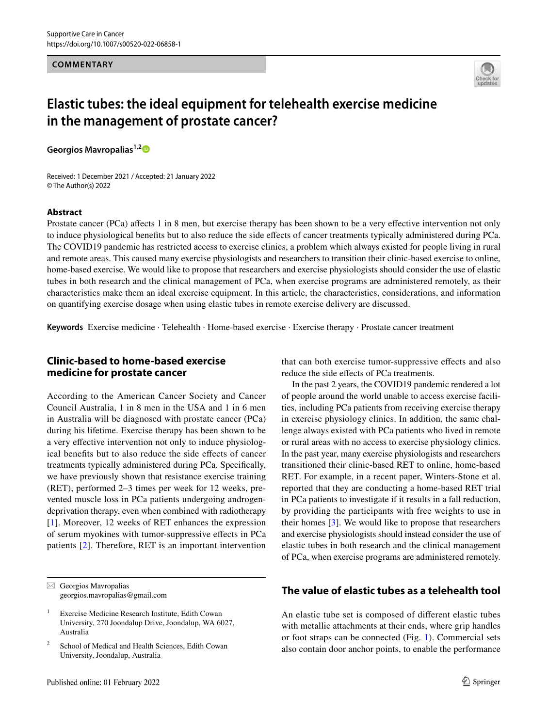COMMENTARY

# Elastic tubes: the ideal equipment for telehealth exercise medicine in the management of prostate cancer?

**Georgios Mavropalias**[1,2]

Received: 1 December 2021 / Accepted: 21 January 2022
© The Author(s) 2022

## Abstract

Prostate cancer (PCa) affects 1 in 8 men, but exercise therapy has been shown to be a very effective intervention not only to induce physiological benefits but to also reduce the side effects of cancer treatments typically administered during PCa. The COVID19 pandemic has restricted access to exercise clinics, a problem which always existed for people living in rural and remote areas. This caused many exercise physiologists and researchers to transition their clinic-based exercise to online, home-based exercise. We would like to propose that researchers and exercise physiologists should consider the use of elastic tubes in both research and the clinical management of PCa, when exercise programs are administered remotely, as their characteristics make them an ideal exercise equipment. In this article, the characteristics, considerations, and information on quantifying exercise dosage when using elastic tubes in remote exercise delivery are discussed.

**Keywords** Exercise medicine · Telehealth · Home-based exercise · Exercise therapy · Prostate cancer treatment

## Clinic-based to home-based exercise medicine for prostate cancer

According to the American Cancer Society and Cancer Council Australia, 1 in 8 men in the USA and 1 in 6 men in Australia will be diagnosed with prostate cancer (PCa) during his lifetime. Exercise therapy has been shown to be a very effective intervention not only to induce physiological benefits but to also reduce the side effects of cancer treatments typically administered during PCa. Specifically, we have previously shown that resistance exercise training (RET), performed 2–3 times per week for 12 weeks, prevented muscle loss in PCa patients undergoing androgen-deprivation therapy, even when combined with radiotherapy [1]. Moreover, 12 weeks of RET enhances the expression of serum myokines with tumor-suppressive effects in PCa patients [2]. Therefore, RET is an important intervention that can both exercise tumor-suppressive effects and also reduce the side effects of PCa treatments.

In the past 2 years, the COVID19 pandemic rendered a lot of people around the world unable to access exercise facilities, including PCa patients from receiving exercise therapy in exercise physiology clinics. In addition, the same challenge always existed with PCa patients who lived in remote or rural areas with no access to exercise physiology clinics. In the past year, many exercise physiologists and researchers transitioned their clinic-based RET to online, home-based RET. For example, in a recent paper, Winters-Stone et al. reported that they are conducting a home-based RET trial in PCa patients to investigate if it results in a fall reduction, by providing the participants with free weights to use in their homes [3]. We would like to propose that researchers and exercise physiologists should instead consider the use of elastic tubes in both research and the clinical management of PCa, when exercise programs are administered remotely.

## The value of elastic tubes as a telehealth tool

An elastic tube set is composed of different elastic tubes with metallic attachments at their ends, where grip handles or foot straps can be connected (Fig. 1). Commercial sets also contain door anchor points, to enable the performance

✉ Georgios Mavropalias
georgios.mavropalias@gmail.com

[1] Exercise Medicine Research Institute, Edith Cowan University, 270 Joondalup Drive, Joondalup, WA 6027, Australia

[2] School of Medical and Health Sciences, Edith Cowan University, Joondalup, Australia

Published online: 01 February 2022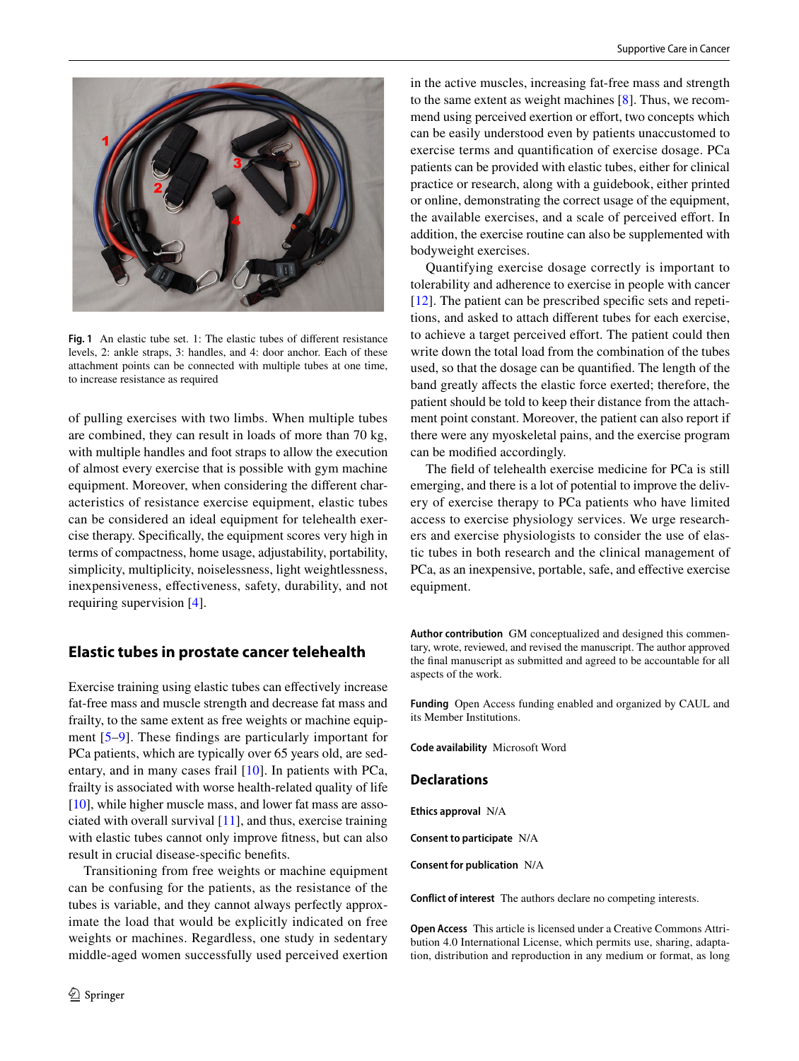Fig. 1 An elastic tube set. 1: The elastic tubes of different resistance levels, 2: ankle straps, 3: handles, and 4: door anchor. Each of these attachment points can be connected with multiple tubes at one time, to increase resistance as required

of pulling exercises with two limbs. When multiple tubes are combined, they can result in loads of more than 70 kg, with multiple handles and foot straps to allow the execution of almost every exercise that is possible with gym machine equipment. Moreover, when considering the different characteristics of resistance exercise equipment, elastic tubes can be considered an ideal equipment for telehealth exercise therapy. Specifically, the equipment scores very high in terms of compactness, home usage, adjustability, portability, simplicity, multiplicity, noiselessness, light weightlessness, inexpensiveness, effectiveness, safety, durability, and not requiring supervision [4].

## Elastic tubes in prostate cancer telehealth

Exercise training using elastic tubes can effectively increase fat-free mass and muscle strength and decrease fat mass and frailty, to the same extent as free weights or machine equipment [5–9]. These findings are particularly important for PCa patients, which are typically over 65 years old, are sedentary, and in many cases frail [10]. In patients with PCa, frailty is associated with worse health-related quality of life [10], while higher muscle mass, and lower fat mass are associated with overall survival [11], and thus, exercise training with elastic tubes cannot only improve fitness, but can also result in crucial disease-specific benefits.

Transitioning from free weights or machine equipment can be confusing for the patients, as the resistance of the tubes is variable, and they cannot always perfectly approximate the load that would be explicitly indicated on free weights or machines. Regardless, one study in sedentary middle-aged women successfully used perceived exertion in the active muscles, increasing fat-free mass and strength to the same extent as weight machines [8]. Thus, we recommend using perceived exertion or effort, two concepts which can be easily understood even by patients unaccustomed to exercise terms and quantification of exercise dosage. PCa patients can be provided with elastic tubes, either for clinical practice or research, along with a guidebook, either printed or online, demonstrating the correct usage of the equipment, the available exercises, and a scale of perceived effort. In addition, the exercise routine can also be supplemented with bodyweight exercises.

Quantifying exercise dosage correctly is important to tolerability and adherence to exercise in people with cancer [12]. The patient can be prescribed specific sets and repetitions, and asked to attach different tubes for each exercise, to achieve a target perceived effort. The patient could then write down the total load from the combination of the tubes used, so that the dosage can be quantified. The length of the band greatly affects the elastic force exerted; therefore, the patient should be told to keep their distance from the attachment point constant. Moreover, the patient can also report if there were any myoskeletal pains, and the exercise program can be modified accordingly.

The field of telehealth exercise medicine for PCa is still emerging, and there is a lot of potential to improve the delivery of exercise therapy to PCa patients who have limited access to exercise physiology services. We urge researchers and exercise physiologists to consider the use of elastic tubes in both research and the clinical management of PCa, as an inexpensive, portable, safe, and effective exercise equipment.

**Author contribution** GM conceptualized and designed this commentary, wrote, reviewed, and revised the manuscript. The author approved the final manuscript as submitted and agreed to be accountable for all aspects of the work.

**Funding** Open Access funding enabled and organized by CAUL and its Member Institutions.

**Code availability** Microsoft Word

## Declarations

**Ethics approval** N/A

**Consent to participate** N/A

**Consent for publication** N/A

**Conflict of interest** The authors declare no competing interests.

**Open Access** This article is licensed under a Creative Commons Attribution 4.0 International License, which permits use, sharing, adaptation, distribution and reproduction in any medium or format, as long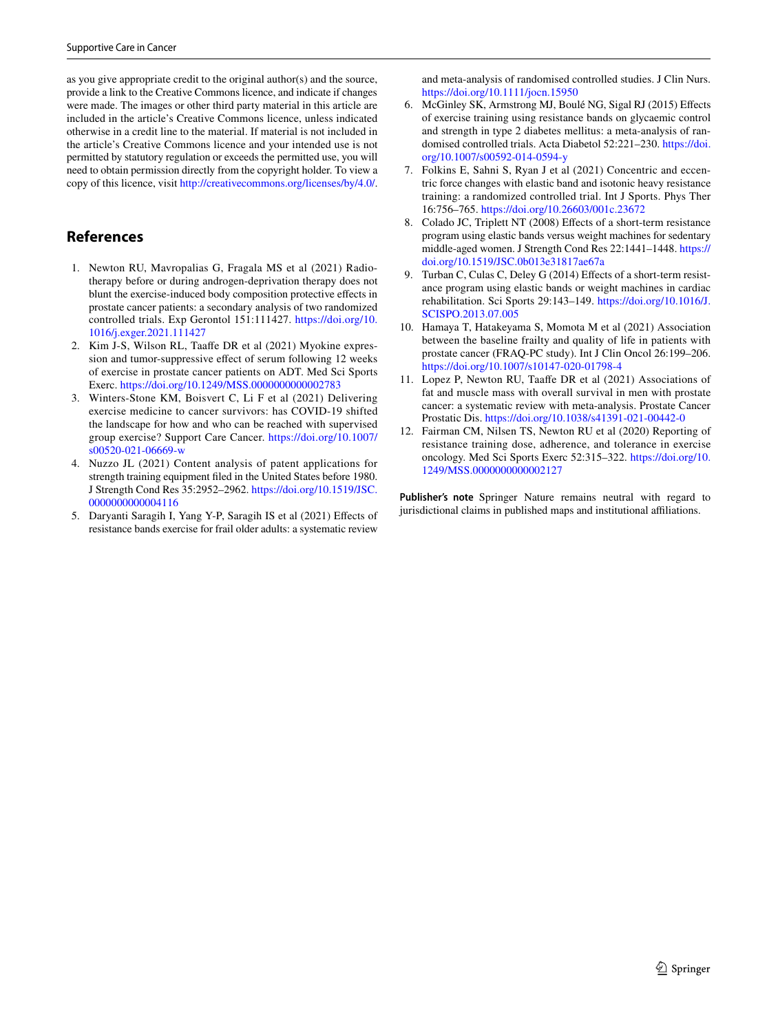as you give appropriate credit to the original author(s) and the source, provide a link to the Creative Commons licence, and indicate if changes were made. The images or other third party material in this article are included in the article's Creative Commons licence, unless indicated otherwise in a credit line to the material. If material is not included in the article's Creative Commons licence and your intended use is not permitted by statutory regulation or exceeds the permitted use, you will need to obtain permission directly from the copyright holder. To view a copy of this licence, visit http://creativecommons.org/licenses/by/4.0/.

## References

1. Newton RU, Mavropalias G, Fragala MS et al (2021) Radiotherapy before or during androgen-deprivation therapy does not blunt the exercise-induced body composition protective effects in prostate cancer patients: a secondary analysis of two randomized controlled trials. Exp Gerontol 151:111427. https://doi.org/10.1016/j.exger.2021.111427
2. Kim J-S, Wilson RL, Taaffe DR et al (2021) Myokine expression and tumor-suppressive effect of serum following 12 weeks of exercise in prostate cancer patients on ADT. Med Sci Sports Exerc. https://doi.org/10.1249/MSS.0000000000002783
3. Winters-Stone KM, Boisvert C, Li F et al (2021) Delivering exercise medicine to cancer survivors: has COVID-19 shifted the landscape for how and who can be reached with supervised group exercise? Support Care Cancer. https://doi.org/10.1007/s00520-021-06669-w
4. Nuzzo JL (2021) Content analysis of patent applications for strength training equipment filed in the United States before 1980. J Strength Cond Res 35:2952–2962. https://doi.org/10.1519/JSC.0000000000004116
5. Daryanti Saragih I, Yang Y-P, Saragih IS et al (2021) Effects of resistance bands exercise for frail older adults: a systematic review and meta-analysis of randomised controlled studies. J Clin Nurs. https://doi.org/10.1111/jocn.15950
6. McGinley SK, Armstrong MJ, Boulé NG, Sigal RJ (2015) Effects of exercise training using resistance bands on glycaemic control and strength in type 2 diabetes mellitus: a meta-analysis of randomised controlled trials. Acta Diabetol 52:221–230. https://doi.org/10.1007/s00592-014-0594-y
7. Folkins E, Sahni S, Ryan J et al (2021) Concentric and eccentric force changes with elastic band and isotonic heavy resistance training: a randomized controlled trial. Int J Sports. Phys Ther 16:756–765. https://doi.org/10.26603/001c.23672
8. Colado JC, Triplett NT (2008) Effects of a short-term resistance program using elastic bands versus weight machines for sedentary middle-aged women. J Strength Cond Res 22:1441–1448. https://doi.org/10.1519/JSC.0b013e31817ae67a
9. Turban C, Culas C, Deley G (2014) Effects of a short-term resistance program using elastic bands or weight machines in cardiac rehabilitation. Sci Sports 29:143–149. https://doi.org/10.1016/J.SCISPO.2013.07.005
10. Hamaya T, Hatakeyama S, Momota M et al (2021) Association between the baseline frailty and quality of life in patients with prostate cancer (FRAQ-PC study). Int J Clin Oncol 26:199–206. https://doi.org/10.1007/s10147-020-01798-4
11. Lopez P, Newton RU, Taaffe DR et al (2021) Associations of fat and muscle mass with overall survival in men with prostate cancer: a systematic review with meta-analysis. Prostate Cancer Prostatic Dis. https://doi.org/10.1038/s41391-021-00442-0
12. Fairman CM, Nilsen TS, Newton RU et al (2020) Reporting of resistance training dose, adherence, and tolerance in exercise oncology. Med Sci Sports Exerc 52:315–322. https://doi.org/10.1249/MSS.0000000000002127

**Publisher's note** Springer Nature remains neutral with regard to jurisdictional claims in published maps and institutional affiliations.